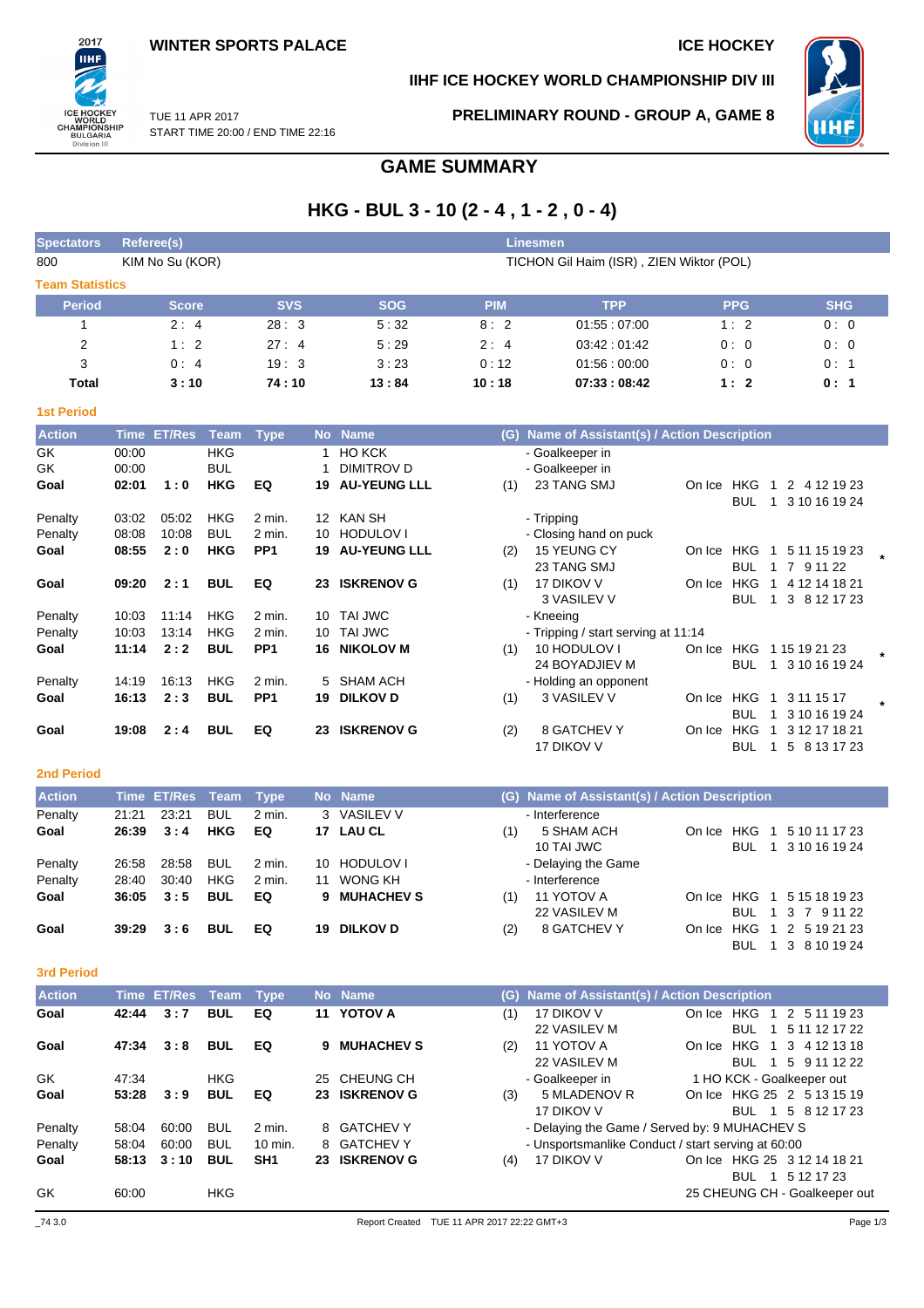**WINTER SPORTS PALACE** — **ICE HOCKEY**

**IIHF ICE HOCKEY WORLD CHAMPIONSHIP DIV III**

TUE 11 APR 2017
START TIME 20:00 / END TIME 22:16

**PRELIMINARY ROUND - GROUP A, GAME 8**

# GAME SUMMARY

## HKG - BUL 3 - 10 (2 - 4 , 1 - 2 , 0 - 4)

| Spectators | Referee(s) | Linesmen |
|---|---|---|
| 800 | KIM No Su (KOR) | TICHON Gil Haim (ISR) , ZIEN Wiktor (POL) |

### Team Statistics

| Period | Score | SVS | SOG | PIM | TPP | PPG | SHG |
|---|---|---|---|---|---|---|---|
| 1 | 2 : 4 | 28 : 3 | 5 : 32 | 8 : 2 | 01:55 : 07:00 | 1 : 2 | 0 : 0 |
| 2 | 1 : 2 | 27 : 4 | 5 : 29 | 2 : 4 | 03:42 : 01:42 | 0 : 0 | 0 : 0 |
| 3 | 0 : 4 | 19 : 3 | 3 : 23 | 0 : 12 | 01:56 : 00:00 | 0 : 0 | 0 : 1 |
| **Total** | **3 : 10** | **74 : 10** | **13 : 84** | **10 : 18** | **07:33 : 08:42** | **1 : 2** | **0 : 1** |

### 1st Period

| Action | Time | ET/Res | Team | Type | No | Name | (G) | Name of Assistant(s) / Action Description | On Ice | |
|---|---|---|---|---|---|---|---|---|---|---|
| GK | 00:00 | | HKG | | 1 | HO KCK | | - Goalkeeper in | | |
| GK | 00:00 | | BUL | | 1 | DIMITROV D | | - Goalkeeper in | | |
| **Goal** | **02:01** | **1 : 0** | **HKG** | **EQ** | **19** | **AU-YEUNG LLL** | (1) | 23 TANG SMJ | HKG 1 2 4 12 19 23 / BUL 1 3 10 16 19 24 | |
| Penalty | 03:02 | 05:02 | HKG | 2 min. | 12 | KAN SH | | - Tripping | | |
| Penalty | 08:08 | 10:08 | BUL | 2 min. | 10 | HODULOV I | | - Closing hand on puck | | |
| **Goal** | **08:55** | **2 : 0** | **HKG** | **PP1** | **19** | **AU-YEUNG LLL** | (2) | 15 YEUNG CY, 23 TANG SMJ | HKG 1 5 11 15 19 23 / BUL 1 7 9 11 22 | * |
| **Goal** | **09:20** | **2 : 1** | **BUL** | **EQ** | **23** | **ISKRENOV G** | (1) | 17 DIKOV V, 3 VASILEV V | HKG 1 4 12 14 18 21 / BUL 1 3 8 12 17 23 | |
| Penalty | 10:03 | 11:14 | HKG | 2 min. | 10 | TAI JWC | | - Kneeing | | |
| Penalty | 10:03 | 13:14 | HKG | 2 min. | 10 | TAI JWC | | - Tripping / start serving at 11:14 | | |
| **Goal** | **11:14** | **2 : 2** | **BUL** | **PP1** | **16** | **NIKOLOV M** | (1) | 10 HODULOV I, 24 BOYADJIEV M | HKG 1 15 19 21 23 / BUL 1 3 10 16 19 24 | * |
| Penalty | 14:19 | 16:13 | HKG | 2 min. | 5 | SHAM ACH | | - Holding an opponent | | |
| **Goal** | **16:13** | **2 : 3** | **BUL** | **PP1** | **19** | **DILKOV D** | (1) | 3 VASILEV V | HKG 1 3 11 15 17 / BUL 1 3 10 16 19 24 | * |
| **Goal** | **19:08** | **2 : 4** | **BUL** | **EQ** | **23** | **ISKRENOV G** | (2) | 8 GATCHEV Y, 17 DIKOV V | HKG 1 3 12 17 18 21 / BUL 1 5 8 13 17 23 | |

### 2nd Period

| Action | Time | ET/Res | Team | Type | No | Name | (G) | Name of Assistant(s) / Action Description | On Ice |
|---|---|---|---|---|---|---|---|---|---|
| Penalty | 21:21 | 23:21 | BUL | 2 min. | 3 | VASILEV V | | - Interference | |
| **Goal** | **26:39** | **3 : 4** | **HKG** | **EQ** | **17** | **LAU CL** | (1) | 5 SHAM ACH, 10 TAI JWC | HKG 1 5 10 11 17 23 / BUL 1 3 10 16 19 24 |
| Penalty | 26:58 | 28:58 | BUL | 2 min. | 10 | HODULOV I | | - Delaying the Game | |
| Penalty | 28:40 | 30:40 | HKG | 2 min. | 11 | WONG KH | | - Interference | |
| **Goal** | **36:05** | **3 : 5** | **BUL** | **EQ** | **9** | **MUHACHEV S** | (1) | 11 YOTOV A, 22 VASILEV M | HKG 1 5 15 18 19 23 / BUL 1 3 7 9 11 22 |
| **Goal** | **39:29** | **3 : 6** | **BUL** | **EQ** | **19** | **DILKOV D** | (2) | 8 GATCHEV Y | HKG 1 2 5 19 21 23 / BUL 1 3 8 10 19 24 |

### 3rd Period

| Action | Time | ET/Res | Team | Type | No | Name | (G) | Name of Assistant(s) / Action Description | On Ice |
|---|---|---|---|---|---|---|---|---|---|
| **Goal** | **42:44** | **3 : 7** | **BUL** | **EQ** | **11** | **YOTOV A** | (1) | 17 DIKOV V, 22 VASILEV M | HKG 1 2 5 11 19 23 / BUL 1 5 11 12 17 22 |
| **Goal** | **47:34** | **3 : 8** | **BUL** | **EQ** | **9** | **MUHACHEV S** | (2) | 11 YOTOV A, 22 VASILEV M | HKG 1 3 4 12 13 18 / BUL 1 5 9 11 12 22 |
| GK | 47:34 | | HKG | | 25 | CHEUNG CH | | - Goalkeeper in | 1 HO KCK - Goalkeeper out |
| **Goal** | **53:28** | **3 : 9** | **BUL** | **EQ** | **23** | **ISKRENOV G** | (3) | 5 MLADENOV R, 17 DIKOV V | HKG 25 2 5 13 15 19 / BUL 1 5 8 12 17 23 |
| Penalty | 58:04 | 60:00 | BUL | 2 min. | 8 | GATCHEV Y | | - Delaying the Game / Served by: 9 MUHACHEV S | |
| Penalty | 58:04 | 60:00 | BUL | 10 min. | 8 | GATCHEV Y | | - Unsportsmanlike Conduct / start serving at 60:00 | |
| **Goal** | **58:13** | **3 : 10** | **BUL** | **SH1** | **23** | **ISKRENOV G** | (4) | 17 DIKOV V | HKG 25 3 12 14 18 21 / BUL 1 5 12 17 23 |
| GK | 60:00 | | HKG | | | | | | 25 CHEUNG CH - Goalkeeper out |

_74 3.0 — Report Created TUE 11 APR 2017 22:22 GMT+3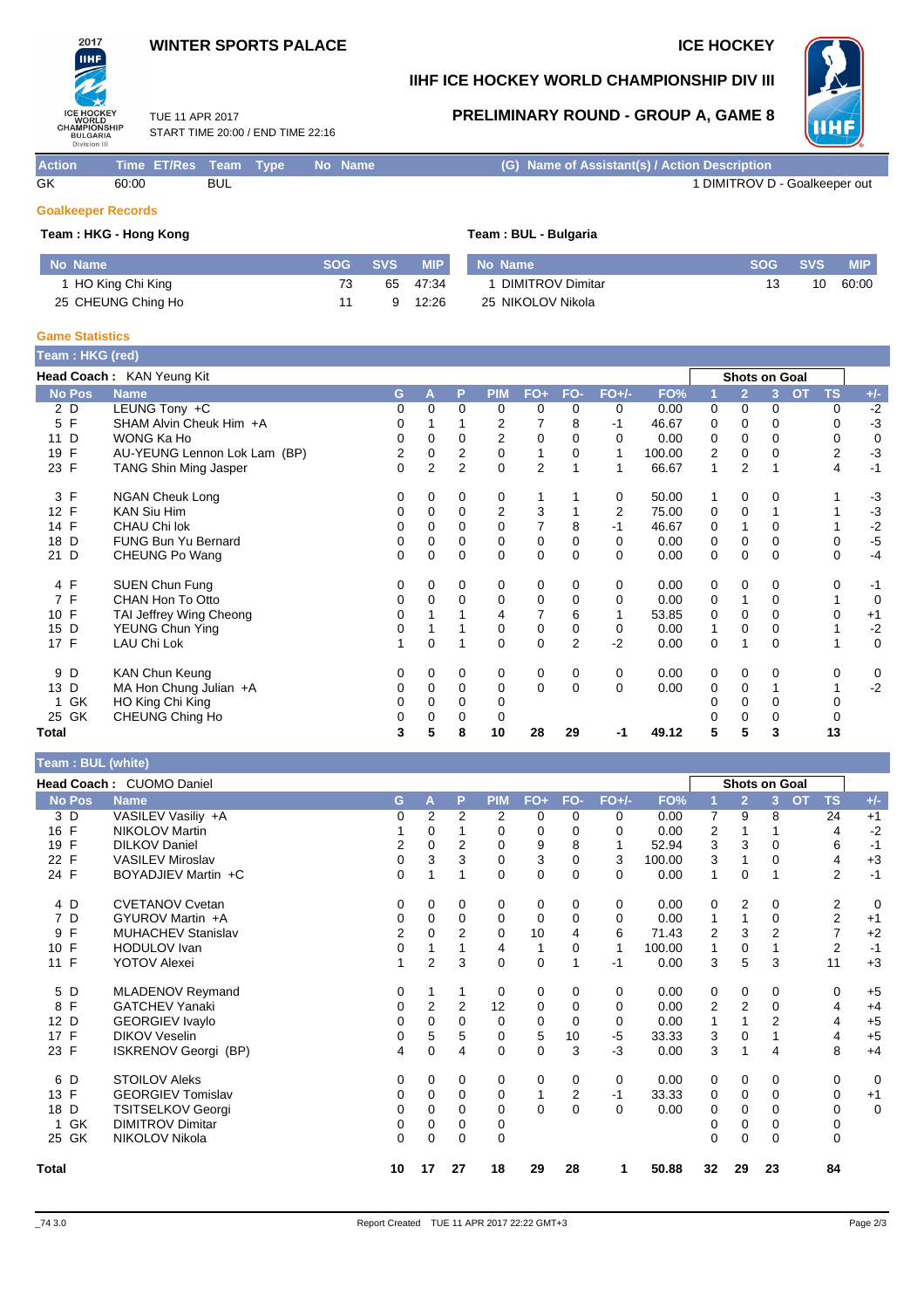# WINTER SPORTS PALACE

ICE HOCKEY

## IIHF ICE HOCKEY WORLD CHAMPIONSHIP DIV III

TUE 11 APR 2017
START TIME 20:00 / END TIME 22:16

## PRELIMINARY ROUND - GROUP A, GAME 8

| Action | Time | ET/Res | Team | Type | No | Name | (G) Name of Assistant(s) / Action Description |
|---|---|---|---|---|---|---|---|
| GK | 60:00 | | BUL | | | | 1 DIMITROV D - Goalkeeper out |

### Goalkeeper Records

**Team : HKG - Hong Kong**

| No | Name | SOG | SVS | MIP |
|---|---|---|---|---|
| 1 | HO King Chi King | 73 | 65 | 47:34 |
| 25 | CHEUNG Ching Ho | 11 | 9 | 12:26 |

**Team : BUL - Bulgaria**

| No | Name | SOG | SVS | MIP |
|---|---|---|---|---|
| 1 | DIMITROV Dimitar | 13 | 10 | 60:00 |
| 25 | NIKOLOV Nikola | | | |

### Game Statistics

**Team : HKG (red)**

**Head Coach :** KAN Yeung Kit

| No | Pos | Name | G | A | P | PIM | FO+ | FO- | FO+/- | FO% | 1 | 2 | 3 | OT | TS | +/- |
|---|---|---|---|---|---|---|---|---|---|---|---|---|---|---|---|---|
| 2 | D | LEUNG Tony +C | 0 | 0 | 0 | 0 | 0 | 0 | 0 | 0.00 | 0 | 0 | 0 | | 0 | -2 |
| 5 | F | SHAM Alvin Cheuk Him +A | 0 | 1 | 1 | 2 | 7 | 8 | -1 | 46.67 | 0 | 0 | 0 | | 0 | -3 |
| 11 | D | WONG Ka Ho | 0 | 0 | 0 | 2 | 0 | 0 | 0 | 0.00 | 0 | 0 | 0 | | 0 | 0 |
| 19 | F | AU-YEUNG Lennon Lok Lam (BP) | 2 | 0 | 2 | 0 | 1 | 0 | 1 | 100.00 | 2 | 0 | 0 | | 2 | -3 |
| 23 | F | TANG Shin Ming Jasper | 0 | 2 | 2 | 0 | 2 | 1 | 1 | 66.67 | 1 | 2 | 1 | | 4 | -1 |
| 3 | F | NGAN Cheuk Long | 0 | 0 | 0 | 0 | 1 | 1 | 0 | 50.00 | 1 | 0 | 0 | | 1 | -3 |
| 12 | F | KAN Siu Him | 0 | 0 | 0 | 2 | 3 | 1 | 2 | 75.00 | 0 | 0 | 1 | | 1 | -3 |
| 14 | F | CHAU Chi Iok | 0 | 0 | 0 | 0 | 7 | 8 | -1 | 46.67 | 0 | 1 | 0 | | 1 | -2 |
| 18 | D | FUNG Bun Yu Bernard | 0 | 0 | 0 | 0 | 0 | 0 | 0 | 0.00 | 0 | 0 | 0 | | 0 | -5 |
| 21 | D | CHEUNG Po Wang | 0 | 0 | 0 | 0 | 0 | 0 | 0 | 0.00 | 0 | 0 | 0 | | 0 | -4 |
| 4 | F | SUEN Chun Fung | 0 | 0 | 0 | 0 | 0 | 0 | 0 | 0.00 | 0 | 0 | 0 | | 0 | -1 |
| 7 | F | CHAN Hon To Otto | 0 | 0 | 0 | 0 | 0 | 0 | 0 | 0.00 | 0 | 1 | 0 | | 1 | 0 |
| 10 | F | TAI Jeffrey Wing Cheong | 0 | 1 | 1 | 4 | 7 | 6 | 1 | 53.85 | 0 | 0 | 0 | | 0 | +1 |
| 15 | D | YEUNG Chun Ying | 0 | 1 | 1 | 0 | 0 | 0 | 0 | 0.00 | 1 | 0 | 0 | | 1 | -2 |
| 17 | F | LAU Chi Lok | 1 | 0 | 1 | 0 | 0 | 2 | -2 | 0.00 | 0 | 1 | 0 | | 1 | 0 |
| 9 | D | KAN Chun Keung | 0 | 0 | 0 | 0 | 0 | 0 | 0 | 0.00 | 0 | 0 | 0 | | 0 | 0 |
| 13 | D | MA Hon Chung Julian +A | 0 | 0 | 0 | 0 | 0 | 0 | 0 | 0.00 | 0 | 0 | 1 | | 1 | -2 |
| 1 | GK | HO King Chi King | 0 | 0 | 0 | 0 | | | | | 0 | 0 | 0 | | 0 | |
| 25 | GK | CHEUNG Ching Ho | 0 | 0 | 0 | 0 | | | | | 0 | 0 | 0 | | 0 | |
| **Total** | | | **3** | **5** | **8** | **10** | **28** | **29** | **-1** | **49.12** | **5** | **5** | **3** | | **13** | |

**Team : BUL (white)**

**Head Coach :** CUOMO Daniel

| No | Pos | Name | G | A | P | PIM | FO+ | FO- | FO+/- | FO% | 1 | 2 | 3 | OT | TS | +/- |
|---|---|---|---|---|---|---|---|---|---|---|---|---|---|---|---|---|
| 3 | D | VASILEV Vasiliy +A | 0 | 2 | 2 | 2 | 0 | 0 | 0 | 0.00 | 7 | 9 | 8 | | 24 | +1 |
| 16 | F | NIKOLOV Martin | 1 | 0 | 1 | 0 | 0 | 0 | 0 | 0.00 | 2 | 1 | 1 | | 4 | -2 |
| 19 | F | DILKOV Daniel | 2 | 0 | 2 | 0 | 9 | 8 | 1 | 52.94 | 3 | 3 | 0 | | 6 | -1 |
| 22 | F | VASILEV Miroslav | 0 | 3 | 3 | 0 | 3 | 0 | 3 | 100.00 | 3 | 1 | 0 | | 4 | +3 |
| 24 | F | BOYADJIEV Martin +C | 0 | 1 | 1 | 0 | 0 | 0 | 0 | 0.00 | 1 | 0 | 1 | | 2 | -1 |
| 4 | D | CVETANOV Cvetan | 0 | 0 | 0 | 0 | 0 | 0 | 0 | 0.00 | 0 | 2 | 0 | | 2 | 0 |
| 7 | D | GYUROV Martin +A | 0 | 0 | 0 | 0 | 0 | 0 | 0 | 0.00 | 1 | 1 | 0 | | 2 | +1 |
| 9 | F | MUHACHEV Stanislav | 2 | 0 | 2 | 0 | 10 | 4 | 6 | 71.43 | 2 | 3 | 2 | | 7 | +2 |
| 10 | F | HODULOV Ivan | 0 | 1 | 1 | 4 | 1 | 0 | 1 | 100.00 | 1 | 0 | 1 | | 2 | -1 |
| 11 | F | YOTOV Alexei | 1 | 2 | 3 | 0 | 0 | 1 | -1 | 0.00 | 3 | 5 | 3 | | 11 | +3 |
| 5 | D | MLADENOV Reymand | 0 | 1 | 1 | 0 | 0 | 0 | 0 | 0.00 | 0 | 0 | 0 | | 0 | +5 |
| 8 | F | GATCHEV Yanaki | 0 | 2 | 2 | 12 | 0 | 0 | 0 | 0.00 | 2 | 2 | 0 | | 4 | +4 |
| 12 | D | GEORGIEV Ivaylo | 0 | 0 | 0 | 0 | 0 | 0 | 0 | 0.00 | 1 | 1 | 2 | | 4 | +5 |
| 17 | F | DIKOV Veselin | 0 | 5 | 5 | 0 | 5 | 10 | -5 | 33.33 | 3 | 0 | 1 | | 4 | +5 |
| 23 | F | ISKRENOV Georgi (BP) | 4 | 0 | 4 | 0 | 0 | 3 | -3 | 0.00 | 3 | 1 | 4 | | 8 | +4 |
| 6 | D | STOILOV Aleks | 0 | 0 | 0 | 0 | 0 | 0 | 0 | 0.00 | 0 | 0 | 0 | | 0 | 0 |
| 13 | F | GEORGIEV Tomislav | 0 | 0 | 0 | 0 | 1 | 2 | -1 | 33.33 | 0 | 0 | 0 | | 0 | +1 |
| 18 | D | TSITSELKOV Georgi | 0 | 0 | 0 | 0 | 0 | 0 | 0 | 0.00 | 0 | 0 | 0 | | 0 | 0 |
| 1 | GK | DIMITROV Dimitar | 0 | 0 | 0 | 0 | | | | | 0 | 0 | 0 | | 0 | |
| 25 | GK | NIKOLOV Nikola | 0 | 0 | 0 | 0 | | | | | 0 | 0 | 0 | | 0 | |
| **Total** | | | **10** | **17** | **27** | **18** | **29** | **28** | **1** | **50.88** | **32** | **29** | **23** | | **84** | |

_74 3.0 Report Created TUE 11 APR 2017 22:22 GMT+3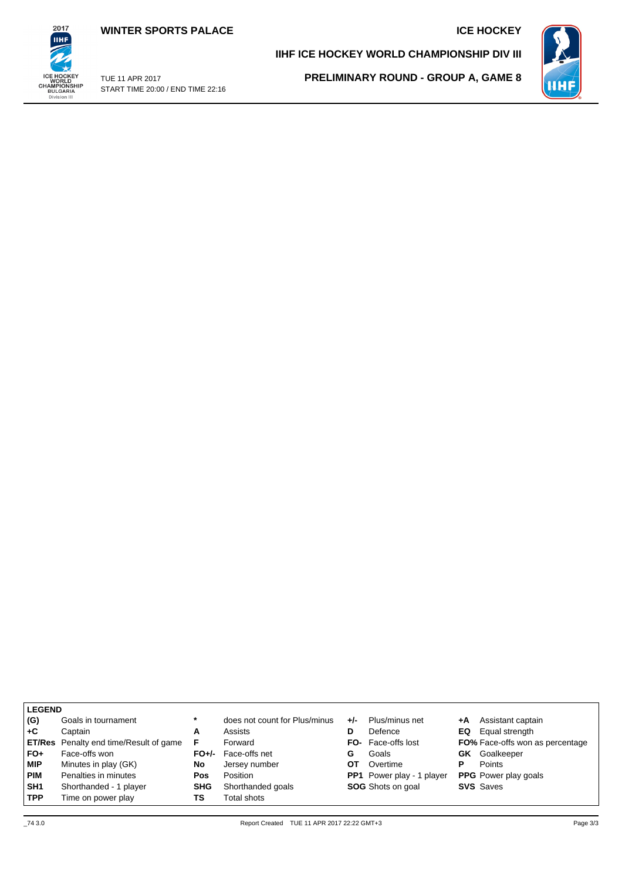# WINTER SPORTS PALACE

**ICE HOCKEY**

**IIHF ICE HOCKEY WORLD CHAMPIONSHIP DIV III**

TUE 11 APR 2017
START TIME 20:00 / END TIME 22:16

**PRELIMINARY ROUND - GROUP A, GAME 8**

| LEGEND | | | | | | | |
|---|---|---|---|---|---|---|---|
| **(G)** Goals in tournament | | **\*** | does not count for Plus/minus | **+/-** | Plus/minus net | **+A** | Assistant captain |
| **+C** | Captain | **A** | Assists | **D** | Defence | **EQ** | Equal strength |
| **ET/Res** | Penalty end time/Result of game | **F** | Forward | **FO-** | Face-offs lost | **FO%** | Face-offs won as percentage |
| **FO+** | Face-offs won | **FO+/-** | Face-offs net | **G** | Goals | **GK** | Goalkeeper |
| **MIP** | Minutes in play (GK) | **No** | Jersey number | **OT** | Overtime | **P** | Points |
| **PIM** | Penalties in minutes | **Pos** | Position | **PP1** | Power play - 1 player | **PPG** | Power play goals |
| **SH1** | Shorthanded - 1 player | **SHG** | Shorthanded goals | **SOG** | Shots on goal | **SVS** | Saves |
| **TPP** | Time on power play | **TS** | Total shots | | | | |

_74 3.0 Report Created TUE 11 APR 2017 22:22 GMT+3